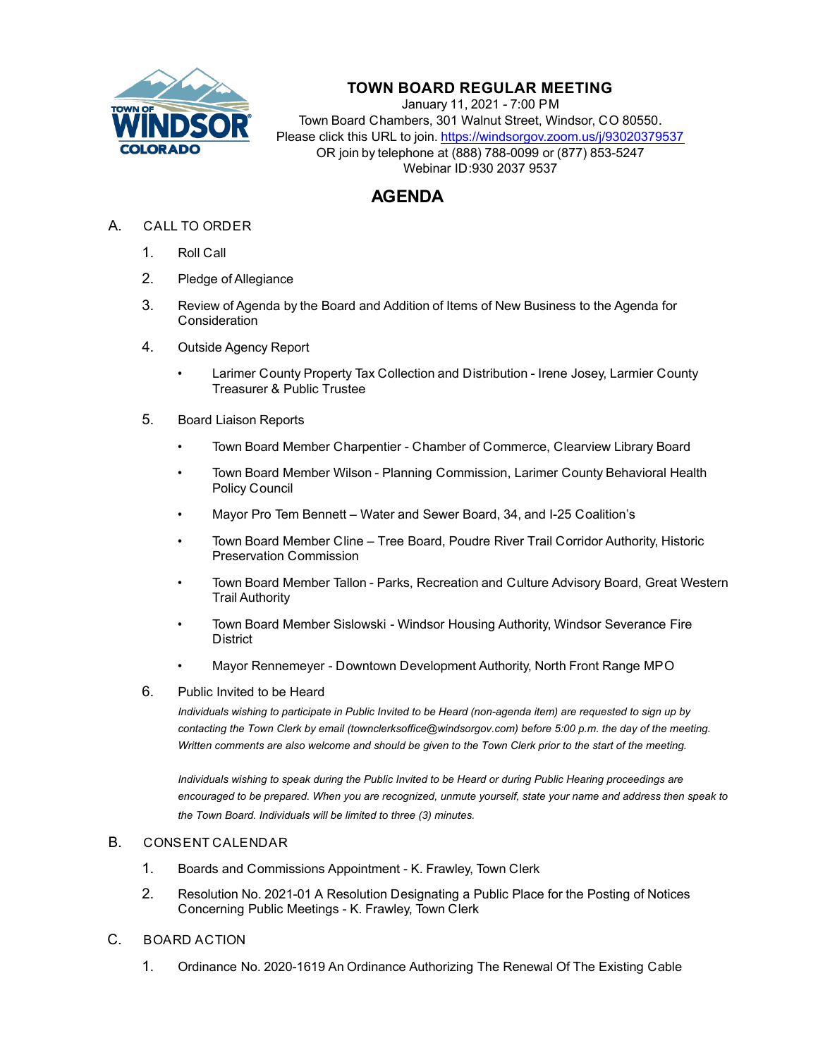# TOWN BOARD REGULAR MEETING

January 11, 2021 - 7:00 PM
Town Board Chambers, 301 Walnut Street, Windsor, CO 80550.
Please click this URL to join. https://windsorgov.zoom.us/j/93020379537
OR join by telephone at (888) 788-0099 or (877) 853-5247
Webinar ID:930 2037 9537

## AGENDA

A. CALL TO ORDER

1. Roll Call
2. Pledge of Allegiance
3. Review of Agenda by the Board and Addition of Items of New Business to the Agenda for Consideration
4. Outside Agency Report
   - Larimer County Property Tax Collection and Distribution - Irene Josey, Larmier County Treasurer & Public Trustee
5. Board Liaison Reports
   - Town Board Member Charpentier - Chamber of Commerce, Clearview Library Board
   - Town Board Member Wilson - Planning Commission, Larimer County Behavioral Health Policy Council
   - Mayor Pro Tem Bennett – Water and Sewer Board, 34, and I-25 Coalition's
   - Town Board Member Cline – Tree Board, Poudre River Trail Corridor Authority, Historic Preservation Commission
   - Town Board Member Tallon - Parks, Recreation and Culture Advisory Board, Great Western Trail Authority
   - Town Board Member Sislowski - Windsor Housing Authority, Windsor Severance Fire District
   - Mayor Rennemeyer - Downtown Development Authority, North Front Range MPO
6. Public Invited to be Heard

   *Individuals wishing to participate in Public Invited to be Heard (non-agenda item) are requested to sign up by contacting the Town Clerk by email (townclerksoffice@windsorgov.com) before 5:00 p.m. the day of the meeting. Written comments are also welcome and should be given to the Town Clerk prior to the start of the meeting.*

   *Individuals wishing to speak during the Public Invited to be Heard or during Public Hearing proceedings are encouraged to be prepared. When you are recognized, unmute yourself, state your name and address then speak to the Town Board. Individuals will be limited to three (3) minutes.*

B. CONSENT CALENDAR

1. Boards and Commissions Appointment - K. Frawley, Town Clerk
2. Resolution No. 2021-01 A Resolution Designating a Public Place for the Posting of Notices Concerning Public Meetings - K. Frawley, Town Clerk

C. BOARD ACTION

1. Ordinance No. 2020-1619 An Ordinance Authorizing The Renewal Of The Existing Cable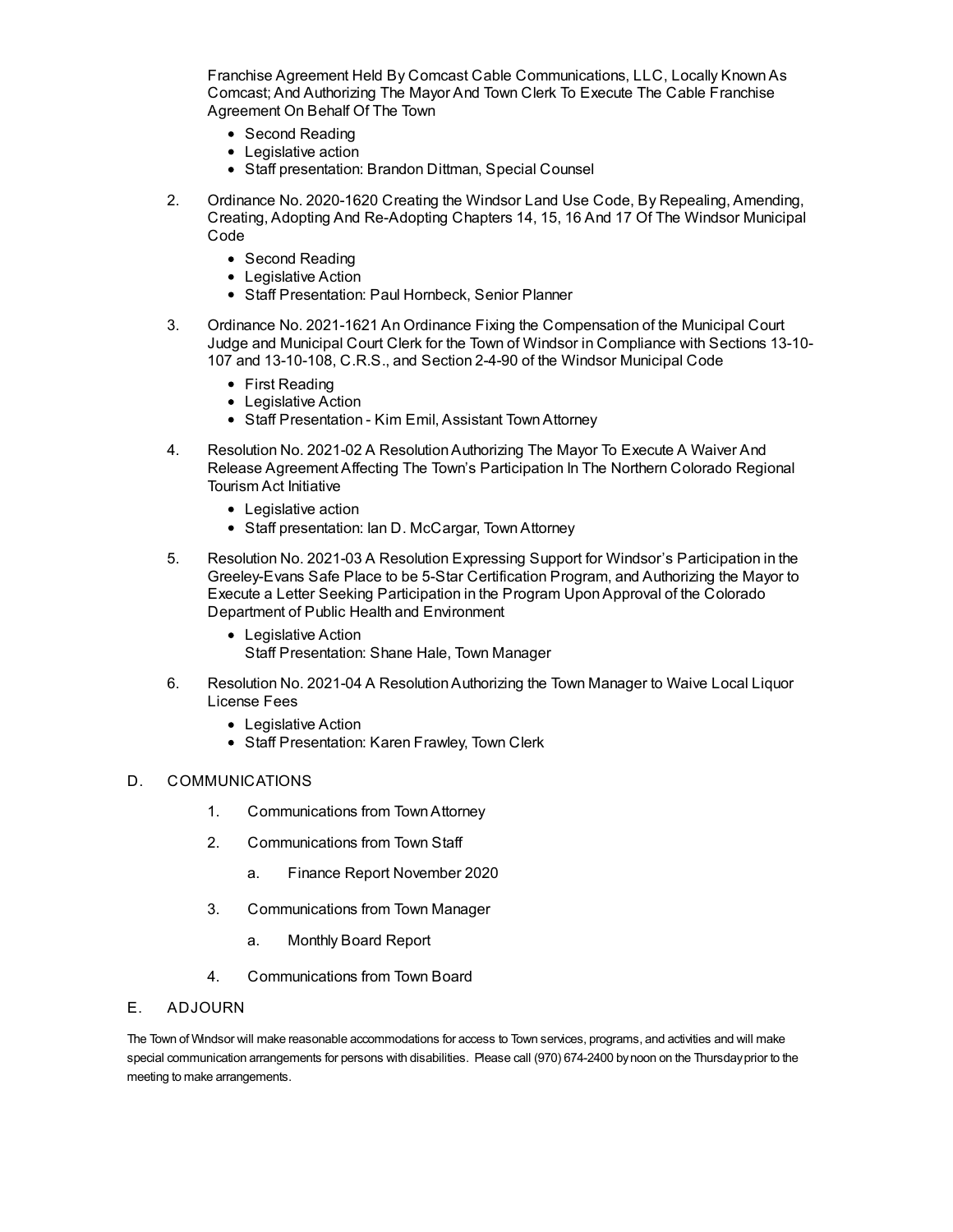Franchise Agreement Held By Comcast Cable Communications, LLC, Locally Known As Comcast; And Authorizing The Mayor And Town Clerk To Execute The Cable Franchise Agreement On Behalf Of The Town

- Second Reading
- Legislative action
- Staff presentation: Brandon Dittman, Special Counsel

2. Ordinance No. 2020-1620 Creating the Windsor Land Use Code, By Repealing, Amending, Creating, Adopting And Re-Adopting Chapters 14, 15, 16 And 17 Of The Windsor Municipal Code
   - Second Reading
   - Legislative Action
   - Staff Presentation: Paul Hornbeck, Senior Planner

3. Ordinance No. 2021-1621 An Ordinance Fixing the Compensation of the Municipal Court Judge and Municipal Court Clerk for the Town of Windsor in Compliance with Sections 13-10-107 and 13-10-108, C.R.S., and Section 2-4-90 of the Windsor Municipal Code
   - First Reading
   - Legislative Action
   - Staff Presentation - Kim Emil, Assistant Town Attorney

4. Resolution No. 2021-02 A Resolution Authorizing The Mayor To Execute A Waiver And Release Agreement Affecting The Town's Participation In The Northern Colorado Regional Tourism Act Initiative
   - Legislative action
   - Staff presentation: Ian D. McCargar, Town Attorney

5. Resolution No. 2021-03 A Resolution Expressing Support for Windsor's Participation in the Greeley-Evans Safe Place to be 5-Star Certification Program, and Authorizing the Mayor to Execute a Letter Seeking Participation in the Program Upon Approval of the Colorado Department of Public Health and Environment
   - Legislative Action
     Staff Presentation: Shane Hale, Town Manager

6. Resolution No. 2021-04 A Resolution Authorizing the Town Manager to Waive Local Liquor License Fees
   - Legislative Action
   - Staff Presentation: Karen Frawley, Town Clerk

## D. COMMUNICATIONS

1. Communications from Town Attorney
2. Communications from Town Staff
   a. Finance Report November 2020
3. Communications from Town Manager
   a. Monthly Board Report
4. Communications from Town Board

## E. ADJOURN

The Town of Windsor will make reasonable accommodations for access to Town services, programs, and activities and will make special communication arrangements for persons with disabilities. Please call (970) 674-2400 by noon on the Thursday prior to the meeting to make arrangements.